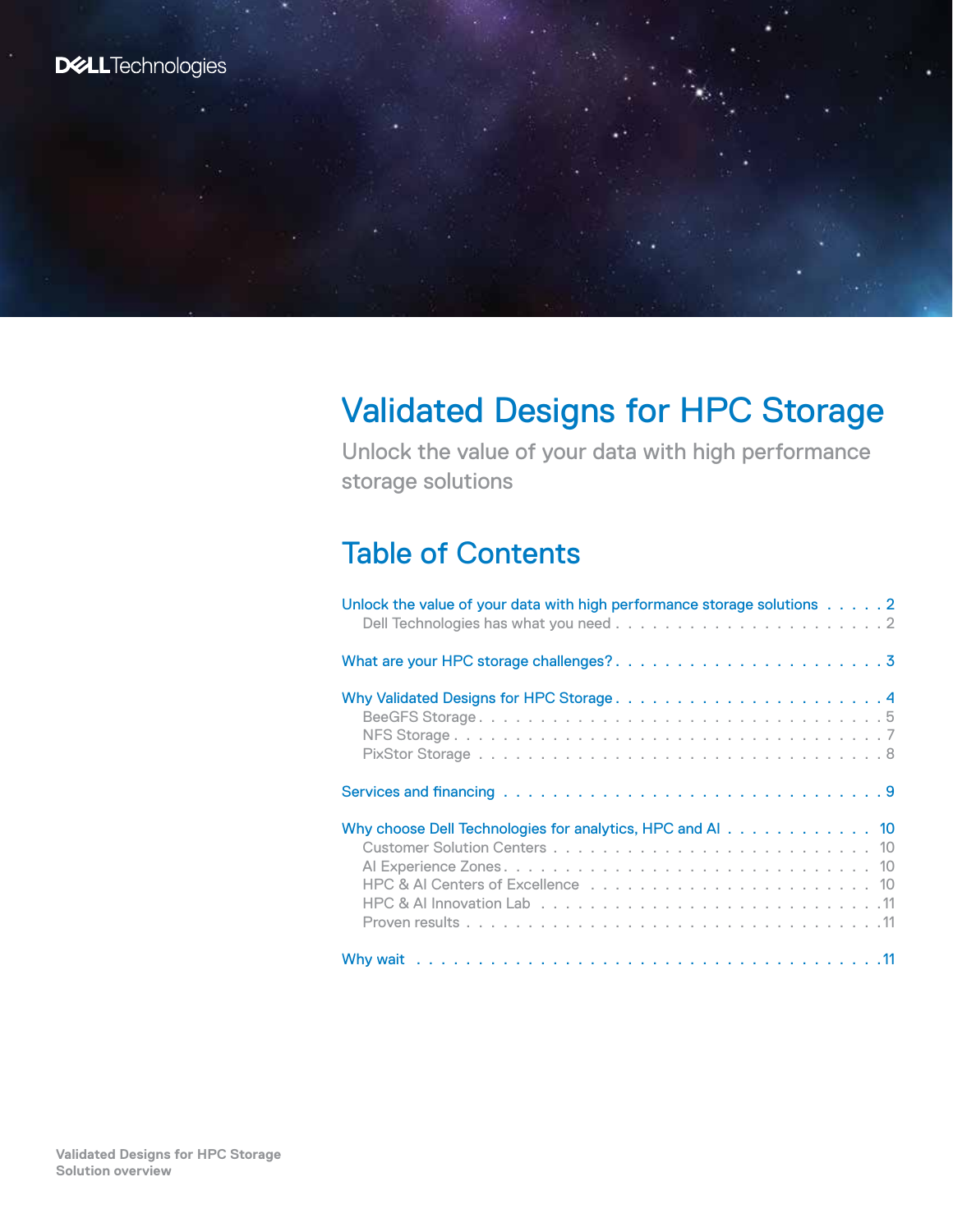# Validated Designs for HPC Storage

Unlock the value of your data with high performance storage solutions

## Table of Contents

Unlock the value of your data with high performance storage solutions . . . . . 2
- Dell Technologies has what you need . . . . . 2

What are your HPC storage challenges? . . . . . 3

Why Validated Designs for HPC Storage . . . . . 4
- BeeGFS Storage . . . . . 5
- NFS Storage . . . . . 7
- PixStor Storage . . . . . 8

Services and financing . . . . . 9

Why choose Dell Technologies for analytics, HPC and AI . . . . . 10
- Customer Solution Centers . . . . . 10
- AI Experience Zones . . . . . 10
- HPC & AI Centers of Excellence . . . . . 10
- HPC & AI Innovation Lab . . . . . 11
- Proven results . . . . . 11

Why wait . . . . . 11

Validated Designs for HPC Storage
Solution overview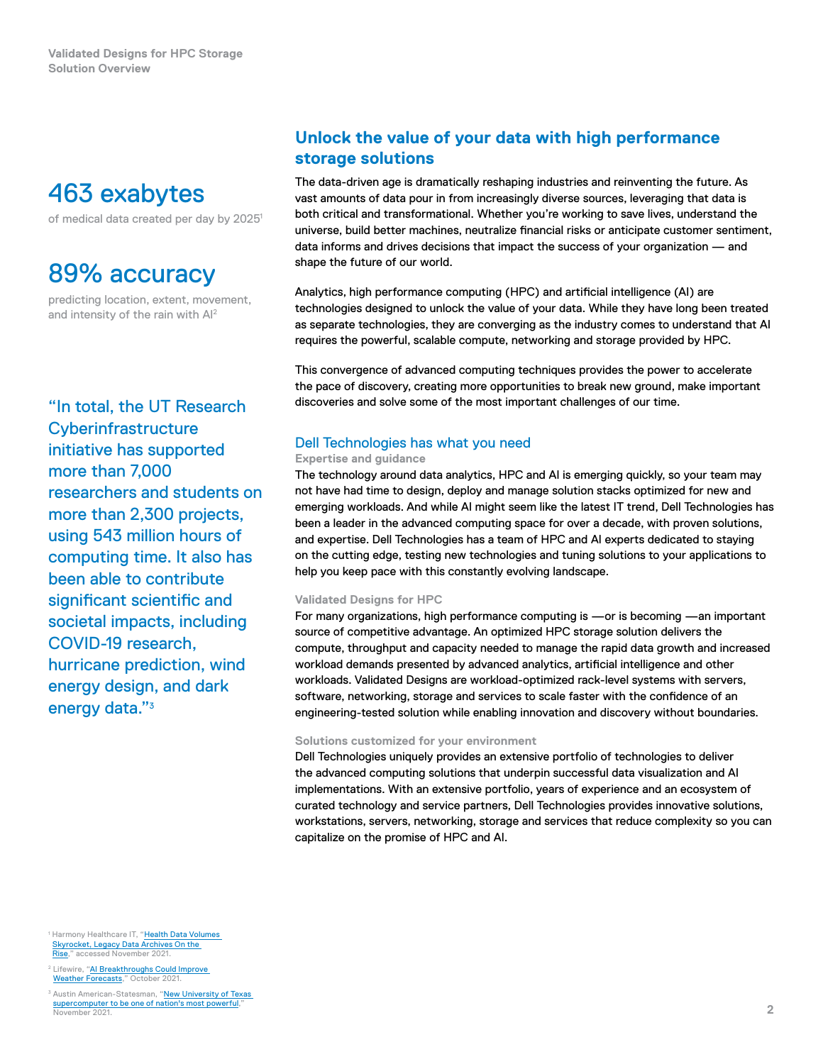**463 exabytes**

of medical data created per day by 2025[1]

**89% accuracy**

predicting location, extent, movement, and intensity of the rain with AI[2]

"In total, the UT Research Cyberinfrastructure initiative has supported more than 7,000 researchers and students on more than 2,300 projects, using 543 million hours of computing time. It also has been able to contribute significant scientific and societal impacts, including COVID-19 research, hurricane prediction, wind energy design, and dark energy data."[3]

## Unlock the value of your data with high performance storage solutions

The data-driven age is dramatically reshaping industries and reinventing the future. As vast amounts of data pour in from increasingly diverse sources, leveraging that data is both critical and transformational. Whether you're working to save lives, understand the universe, build better machines, neutralize financial risks or anticipate customer sentiment, data informs and drives decisions that impact the success of your organization — and shape the future of our world.

Analytics, high performance computing (HPC) and artificial intelligence (AI) are technologies designed to unlock the value of your data. While they have long been treated as separate technologies, they are converging as the industry comes to understand that AI requires the powerful, scalable compute, networking and storage provided by HPC.

This convergence of advanced computing techniques provides the power to accelerate the pace of discovery, creating more opportunities to break new ground, make important discoveries and solve some of the most important challenges of our time.

### Dell Technologies has what you need

#### Expertise and guidance

The technology around data analytics, HPC and AI is emerging quickly, so your team may not have had time to design, deploy and manage solution stacks optimized for new and emerging workloads. And while AI might seem like the latest IT trend, Dell Technologies has been a leader in the advanced computing space for over a decade, with proven solutions, and expertise. Dell Technologies has a team of HPC and AI experts dedicated to staying on the cutting edge, testing new technologies and tuning solutions to your applications to help you keep pace with this constantly evolving landscape.

#### Validated Designs for HPC

For many organizations, high performance computing is —or is becoming —an important source of competitive advantage. An optimized HPC storage solution delivers the compute, throughput and capacity needed to manage the rapid data growth and increased workload demands presented by advanced analytics, artificial intelligence and other workloads. Validated Designs are workload-optimized rack-level systems with servers, software, networking, storage and services to scale faster with the confidence of an engineering-tested solution while enabling innovation and discovery without boundaries.

#### Solutions customized for your environment

Dell Technologies uniquely provides an extensive portfolio of technologies to deliver the advanced computing solutions that underpin successful data visualization and AI implementations. With an extensive portfolio, years of experience and an ecosystem of curated technology and service partners, Dell Technologies provides innovative solutions, workstations, servers, networking, storage and services that reduce complexity so you can capitalize on the promise of HPC and AI.

[1] Harmony Healthcare IT, "Health Data Volumes Skyrocket, Legacy Data Archives On the Rise," accessed November 2021.

[2] Lifewire, "AI Breakthroughs Could Improve Weather Forecasts," October 2021.

[3] Austin American-Statesman, "New University of Texas supercomputer to be one of nation's most powerful," November 2021.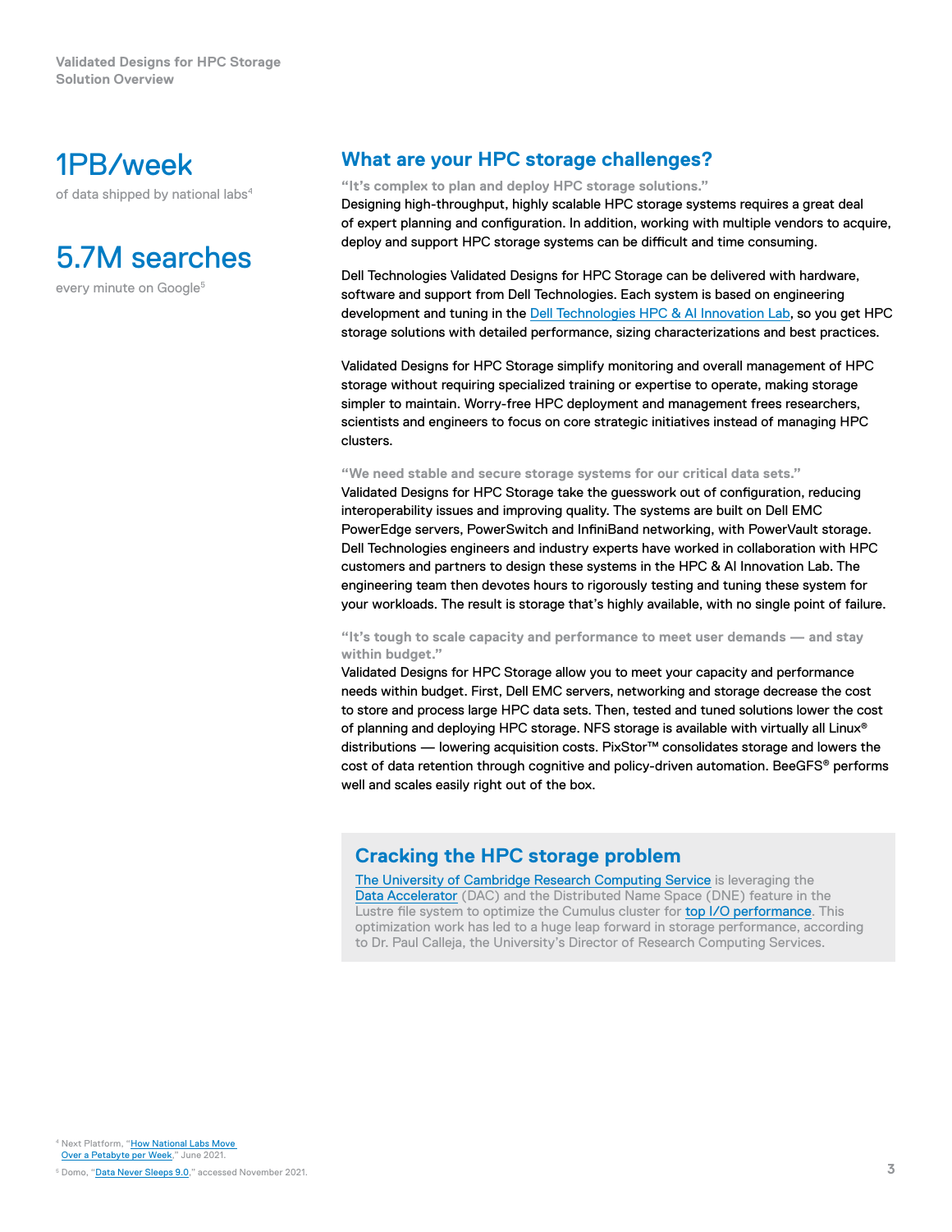**1PB/week**

of data shipped by national labs[4]

**5.7M searches**

every minute on Google[5]

## What are your HPC storage challenges?

**"It's complex to plan and deploy HPC storage solutions."**

Designing high-throughput, highly scalable HPC storage systems requires a great deal of expert planning and configuration. In addition, working with multiple vendors to acquire, deploy and support HPC storage systems can be difficult and time consuming.

Dell Technologies Validated Designs for HPC Storage can be delivered with hardware, software and support from Dell Technologies. Each system is based on engineering development and tuning in the Dell Technologies HPC & AI Innovation Lab, so you get HPC storage solutions with detailed performance, sizing characterizations and best practices.

Validated Designs for HPC Storage simplify monitoring and overall management of HPC storage without requiring specialized training or expertise to operate, making storage simpler to maintain. Worry-free HPC deployment and management frees researchers, scientists and engineers to focus on core strategic initiatives instead of managing HPC clusters.

**"We need stable and secure storage systems for our critical data sets."**

Validated Designs for HPC Storage take the guesswork out of configuration, reducing interoperability issues and improving quality. The systems are built on Dell EMC PowerEdge servers, PowerSwitch and InfiniBand networking, with PowerVault storage. Dell Technologies engineers and industry experts have worked in collaboration with HPC customers and partners to design these systems in the HPC & AI Innovation Lab. The engineering team then devotes hours to rigorously testing and tuning these system for your workloads. The result is storage that's highly available, with no single point of failure.

**"It's tough to scale capacity and performance to meet user demands — and stay within budget."**

Validated Designs for HPC Storage allow you to meet your capacity and performance needs within budget. First, Dell EMC servers, networking and storage decrease the cost to store and process large HPC data sets. Then, tested and tuned solutions lower the cost of planning and deploying HPC storage. NFS storage is available with virtually all Linux® distributions — lowering acquisition costs. PixStor™ consolidates storage and lowers the cost of data retention through cognitive and policy-driven automation. BeeGFS® performs well and scales easily right out of the box.

### Cracking the HPC storage problem

The University of Cambridge Research Computing Service is leveraging the Data Accelerator (DAC) and the Distributed Name Space (DNE) feature in the Lustre file system to optimize the Cumulus cluster for top I/O performance. This optimization work has led to a huge leap forward in storage performance, according to Dr. Paul Calleja, the University's Director of Research Computing Services.

---

[4] Next Platform, "How National Labs Move Over a Petabyte per Week," June 2021.

[5] Domo, "Data Never Sleeps 9.0," accessed November 2021.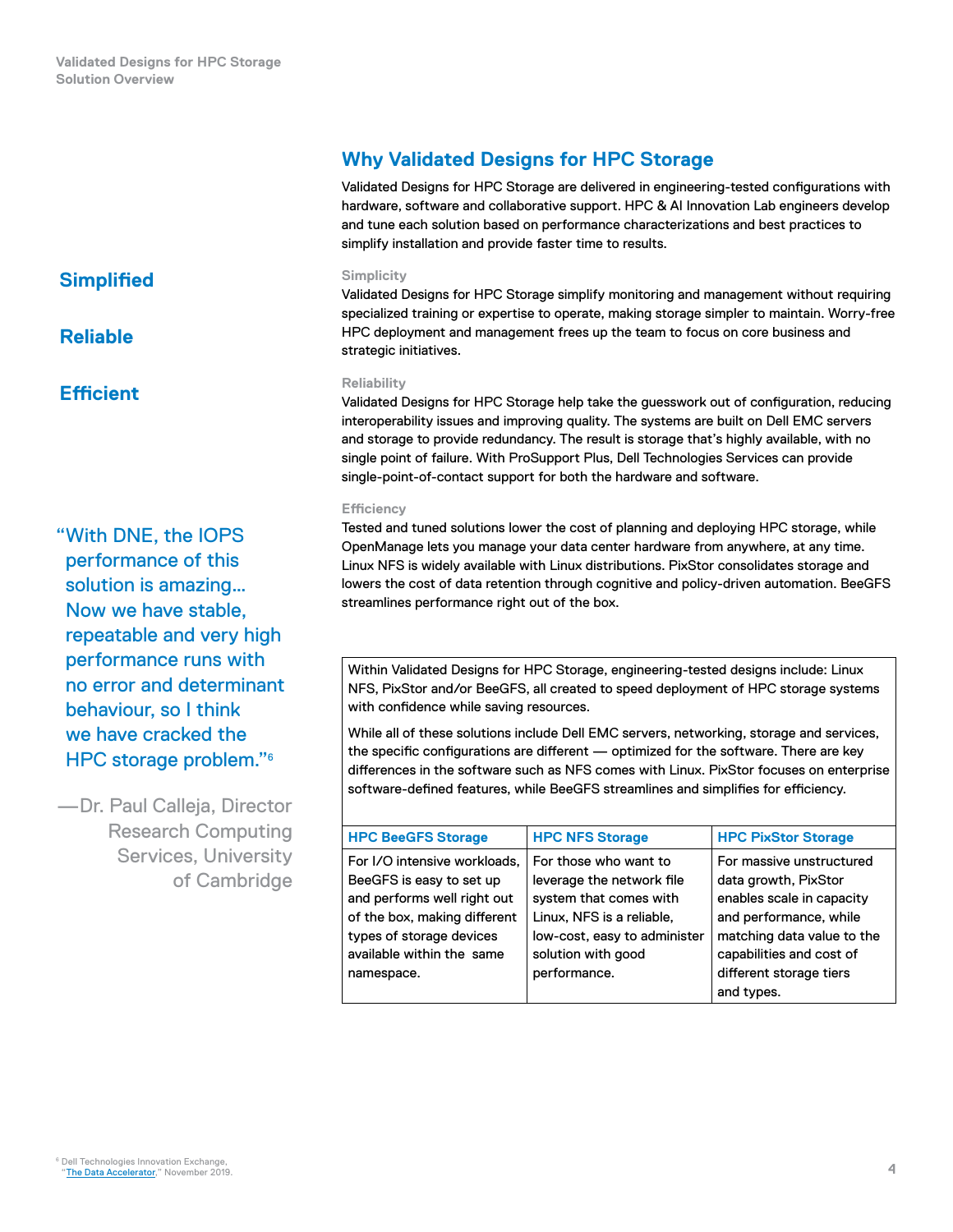## Why Validated Designs for HPC Storage

Validated Designs for HPC Storage are delivered in engineering-tested configurations with hardware, software and collaborative support. HPC & AI Innovation Lab engineers develop and tune each solution based on performance characterizations and best practices to simplify installation and provide faster time to results.

**Simplified**

**Reliable**

**Efficient**

### Simplicity

Validated Designs for HPC Storage simplify monitoring and management without requiring specialized training or expertise to operate, making storage simpler to maintain. Worry-free HPC deployment and management frees up the team to focus on core business and strategic initiatives.

### Reliability

Validated Designs for HPC Storage help take the guesswork out of configuration, reducing interoperability issues and improving quality. The systems are built on Dell EMC servers and storage to provide redundancy. The result is storage that's highly available, with no single point of failure. With ProSupport Plus, Dell Technologies Services can provide single-point-of-contact support for both the hardware and software.

### Efficiency

Tested and tuned solutions lower the cost of planning and deploying HPC storage, while OpenManage lets you manage your data center hardware from anywhere, at any time. Linux NFS is widely available with Linux distributions. PixStor consolidates storage and lowers the cost of data retention through cognitive and policy-driven automation. BeeGFS streamlines performance right out of the box.

> "With DNE, the IOPS performance of this solution is amazing… Now we have stable, repeatable and very high performance runs with no error and determinant behaviour, so I think we have cracked the HPC storage problem."[6]
>
> —Dr. Paul Calleja, Director Research Computing Services, University of Cambridge

Within Validated Designs for HPC Storage, engineering-tested designs include: Linux NFS, PixStor and/or BeeGFS, all created to speed deployment of HPC storage systems with confidence while saving resources.

While all of these solutions include Dell EMC servers, networking, storage and services, the specific configurations are different — optimized for the software. There are key differences in the software such as NFS comes with Linux. PixStor focuses on enterprise software-defined features, while BeeGFS streamlines and simplifies for efficiency.

| HPC BeeGFS Storage | HPC NFS Storage | HPC PixStor Storage |
|---|---|---|
| For I/O intensive workloads, BeeGFS is easy to set up and performs well right out of the box, making different types of storage devices available within the same namespace. | For those who want to leverage the network file system that comes with Linux, NFS is a reliable, low-cost, easy to administer solution with good performance. | For massive unstructured data growth, PixStor enables scale in capacity and performance, while matching data value to the capabilities and cost of different storage tiers and types. |

[6] Dell Technologies Innovation Exchange, "The Data Accelerator," November 2019.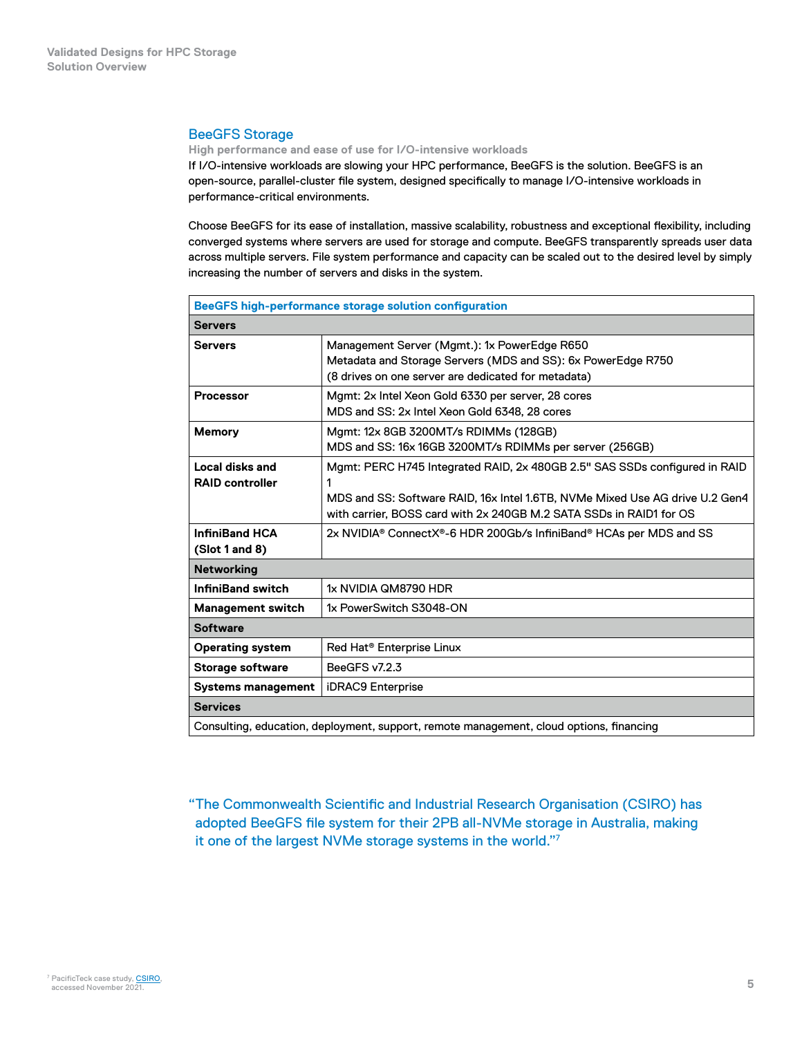## BeeGFS Storage

**High performance and ease of use for I/O-intensive workloads**

If I/O-intensive workloads are slowing your HPC performance, BeeGFS is the solution. BeeGFS is an open-source, parallel-cluster file system, designed specifically to manage I/O-intensive workloads in performance-critical environments.

Choose BeeGFS for its ease of installation, massive scalability, robustness and exceptional flexibility, including converged systems where servers are used for storage and compute. BeeGFS transparently spreads user data across multiple servers. File system performance and capacity can be scaled out to the desired level by simply increasing the number of servers and disks in the system.

| BeeGFS high-performance storage solution configuration | |
|---|---|
| **Servers** | |
| **Servers** | Management Server (Mgmt.): 1x PowerEdge R650<br>Metadata and Storage Servers (MDS and SS): 6x PowerEdge R750<br>(8 drives on one server are dedicated for metadata) |
| **Processor** | Mgmt: 2x Intel Xeon Gold 6330 per server, 28 cores<br>MDS and SS: 2x Intel Xeon Gold 6348, 28 cores |
| **Memory** | Mgmt: 12x 8GB 3200MT/s RDIMMs (128GB)<br>MDS and SS: 16x 16GB 3200MT/s RDIMMs per server (256GB) |
| **Local disks and RAID controller** | Mgmt: PERC H745 Integrated RAID, 2x 480GB 2.5" SAS SSDs configured in RAID 1<br>MDS and SS: Software RAID, 16x Intel 1.6TB, NVMe Mixed Use AG drive U.2 Gen4 with carrier, BOSS card with 2x 240GB M.2 SATA SSDs in RAID1 for OS |
| **InfiniBand HCA (Slot 1 and 8)** | 2x NVIDIA® ConnectX®-6 HDR 200Gb/s InfiniBand® HCAs per MDS and SS |
| **Networking** | |
| **InfiniBand switch** | 1x NVIDIA QM8790 HDR |
| **Management switch** | 1x PowerSwitch S3048-ON |
| **Software** | |
| **Operating system** | Red Hat® Enterprise Linux |
| **Storage software** | BeeGFS v7.2.3 |
| **Systems management** | iDRAC9 Enterprise |
| **Services** | |
| Consulting, education, deployment, support, remote management, cloud options, financing | |

"The Commonwealth Scientific and Industrial Research Organisation (CSIRO) has adopted BeeGFS file system for their 2PB all-NVMe storage in Australia, making it one of the largest NVMe storage systems in the world."[7]

[7] PacificTeck case study, CSIRO, accessed November 2021.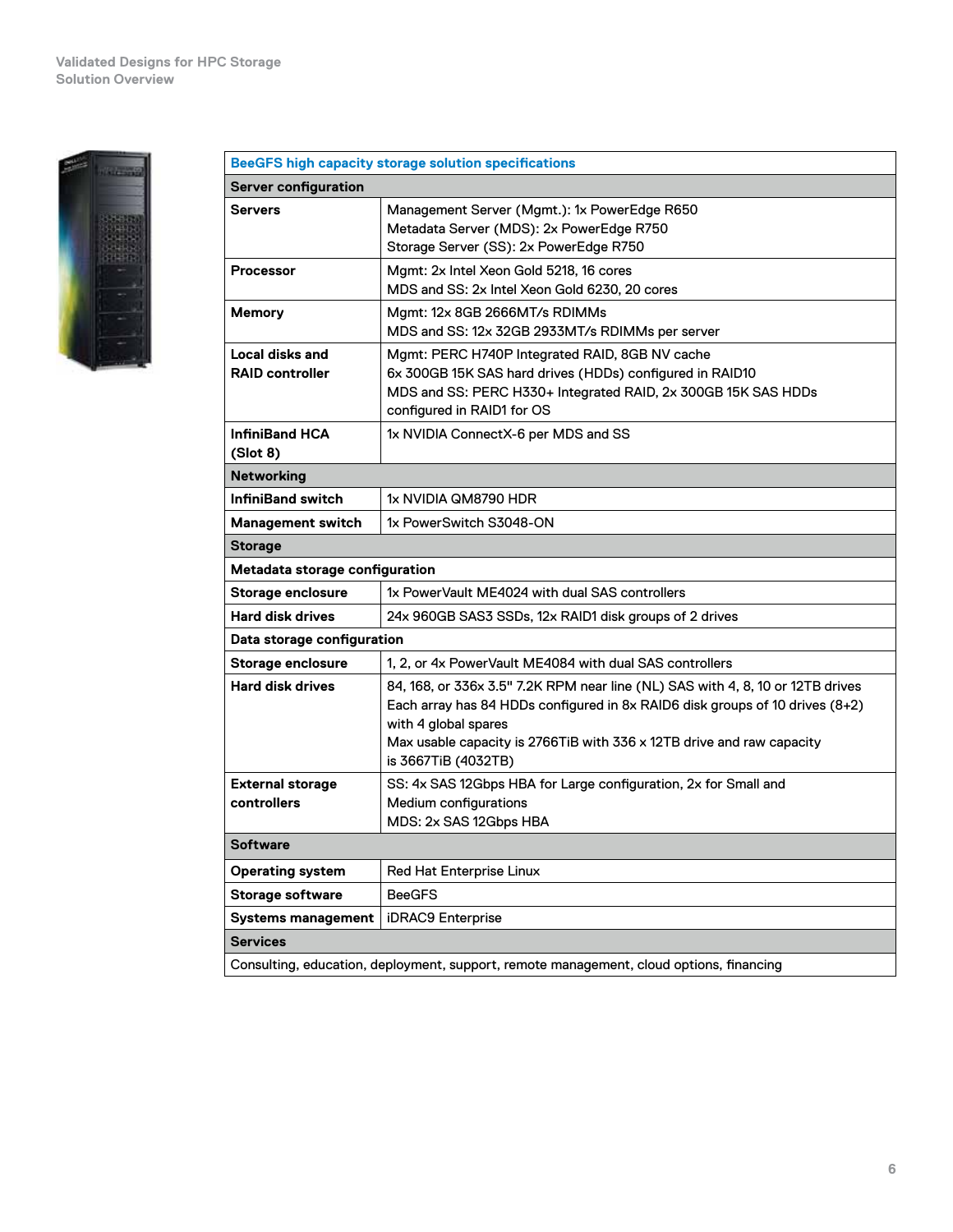| BeeGFS high capacity storage solution specifications | |
|---|---|
| **Server configuration** | |
| **Servers** | Management Server (Mgmt.): 1x PowerEdge R650<br>Metadata Server (MDS): 2x PowerEdge R750<br>Storage Server (SS): 2x PowerEdge R750 |
| **Processor** | Mgmt: 2x Intel Xeon Gold 5218, 16 cores<br>MDS and SS: 2x Intel Xeon Gold 6230, 20 cores |
| **Memory** | Mgmt: 12x 8GB 2666MT/s RDIMMs<br>MDS and SS: 12x 32GB 2933MT/s RDIMMs per server |
| **Local disks and RAID controller** | Mgmt: PERC H740P Integrated RAID, 8GB NV cache<br>6x 300GB 15K SAS hard drives (HDDs) configured in RAID10<br>MDS and SS: PERC H330+ Integrated RAID, 2x 300GB 15K SAS HDDs configured in RAID1 for OS |
| **InfiniBand HCA (Slot 8)** | 1x NVIDIA ConnectX-6 per MDS and SS |
| **Networking** | |
| **InfiniBand switch** | 1x NVIDIA QM8790 HDR |
| **Management switch** | 1x PowerSwitch S3048-ON |
| **Storage** | |
| **Metadata storage configuration** | |
| **Storage enclosure** | 1x PowerVault ME4024 with dual SAS controllers |
| **Hard disk drives** | 24x 960GB SAS3 SSDs, 12x RAID1 disk groups of 2 drives |
| **Data storage configuration** | |
| **Storage enclosure** | 1, 2, or 4x PowerVault ME4084 with dual SAS controllers |
| **Hard disk drives** | 84, 168, or 336x 3.5" 7.2K RPM near line (NL) SAS with 4, 8, 10 or 12TB drives<br>Each array has 84 HDDs configured in 8x RAID6 disk groups of 10 drives (8+2) with 4 global spares<br>Max usable capacity is 2766TiB with 336 x 12TB drive and raw capacity is 3667TiB (4032TB) |
| **External storage controllers** | SS: 4x SAS 12Gbps HBA for Large configuration, 2x for Small and Medium configurations<br>MDS: 2x SAS 12Gbps HBA |
| **Software** | |
| **Operating system** | Red Hat Enterprise Linux |
| **Storage software** | BeeGFS |
| **Systems management** | iDRAC9 Enterprise |
| **Services** | |
| Consulting, education, deployment, support, remote management, cloud options, financing | |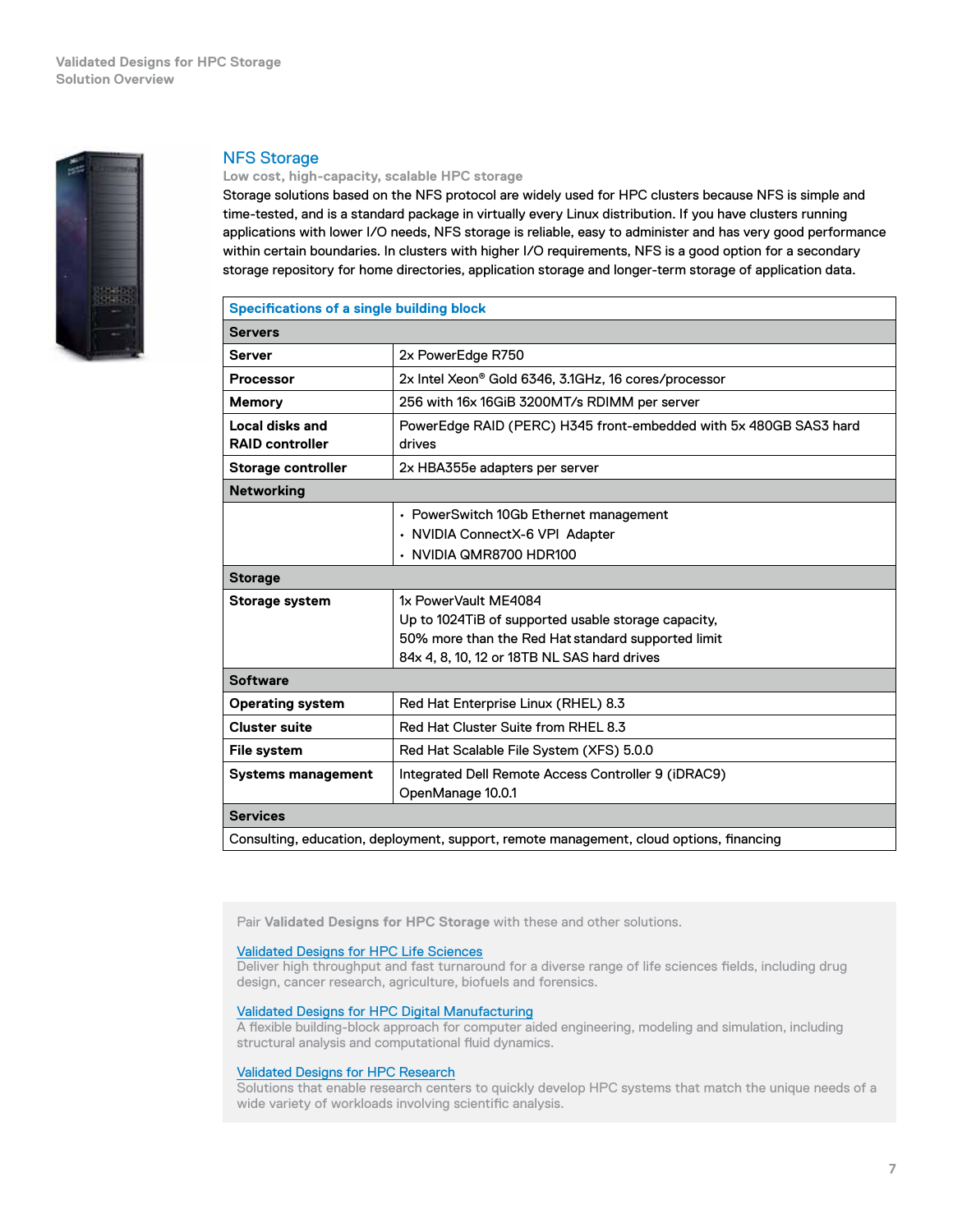## NFS Storage

**Low cost, high-capacity, scalable HPC storage**

Storage solutions based on the NFS protocol are widely used for HPC clusters because NFS is simple and time-tested, and is a standard package in virtually every Linux distribution. If you have clusters running applications with lower I/O needs, NFS storage is reliable, easy to administer and has very good performance within certain boundaries. In clusters with higher I/O requirements, NFS is a good option for a secondary storage repository for home directories, application storage and longer-term storage of application data.

| Specifications of a single building block | |
|---|---|
| **Servers** | |
| **Server** | 2x PowerEdge R750 |
| **Processor** | 2x Intel Xeon® Gold 6346, 3.1GHz, 16 cores/processor |
| **Memory** | 256 with 16x 16GiB 3200MT/s RDIMM per server |
| **Local disks and RAID controller** | PowerEdge RAID (PERC) H345 front-embedded with 5x 480GB SAS3 hard drives |
| **Storage controller** | 2x HBA355e adapters per server |
| **Networking** | |
| | • PowerSwitch 10Gb Ethernet management<br>• NVIDIA ConnectX-6 VPI Adapter<br>• NVIDIA QMR8700 HDR100 |
| **Storage** | |
| **Storage system** | 1x PowerVault ME4084<br>Up to 1024TiB of supported usable storage capacity, 50% more than the Red Hat standard supported limit<br>84x 4, 8, 10, 12 or 18TB NL SAS hard drives |
| **Software** | |
| **Operating system** | Red Hat Enterprise Linux (RHEL) 8.3 |
| **Cluster suite** | Red Hat Cluster Suite from RHEL 8.3 |
| **File system** | Red Hat Scalable File System (XFS) 5.0.0 |
| **Systems management** | Integrated Dell Remote Access Controller 9 (iDRAC9)<br>OpenManage 10.0.1 |
| **Services** | |
| Consulting, education, deployment, support, remote management, cloud options, financing | |

Pair **Validated Designs for HPC Storage** with these and other solutions.

[Validated Designs for HPC Life Sciences](#)
Deliver high throughput and fast turnaround for a diverse range of life sciences fields, including drug design, cancer research, agriculture, biofuels and forensics.

[Validated Designs for HPC Digital Manufacturing](#)
A flexible building-block approach for computer aided engineering, modeling and simulation, including structural analysis and computational fluid dynamics.

[Validated Designs for HPC Research](#)
Solutions that enable research centers to quickly develop HPC systems that match the unique needs of a wide variety of workloads involving scientific analysis.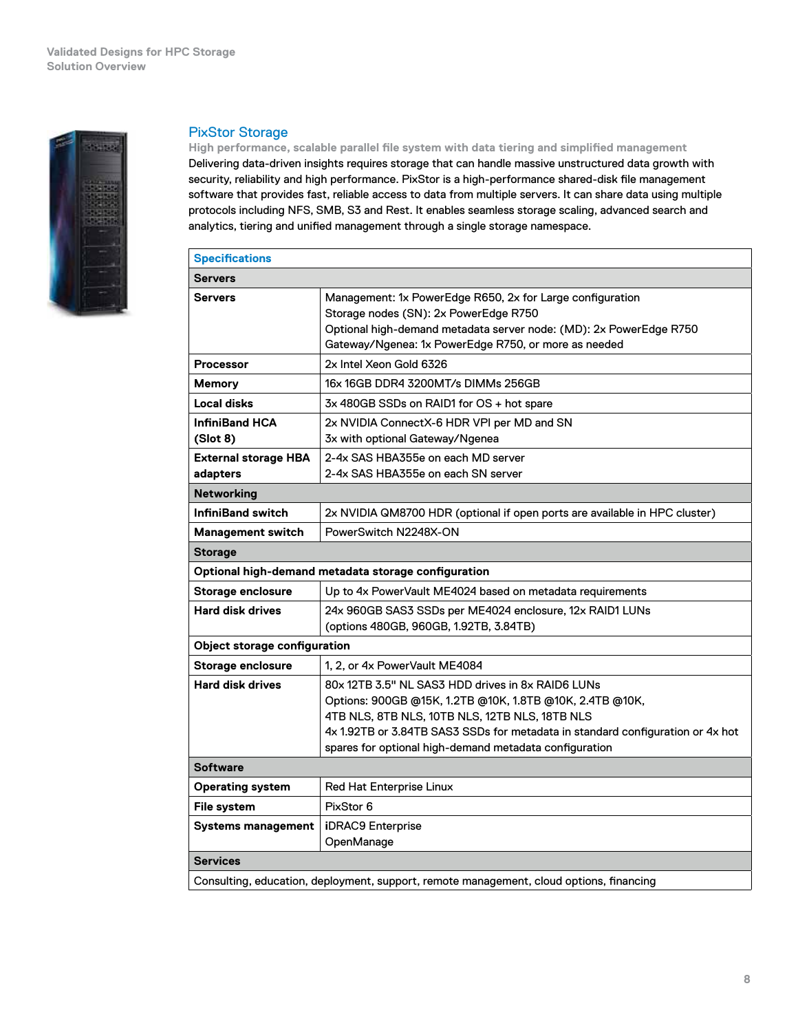## PixStor Storage

**High performance, scalable parallel file system with data tiering and simplified management**

Delivering data-driven insights requires storage that can handle massive unstructured data growth with security, reliability and high performance. PixStor is a high-performance shared-disk file management software that provides fast, reliable access to data from multiple servers. It can share data using multiple protocols including NFS, SMB, S3 and Rest. It enables seamless storage scaling, advanced search and analytics, tiering and unified management through a single storage namespace.

| Specifications | |
|---|---|
| **Servers** | |
| **Servers** | Management: 1x PowerEdge R650, 2x for Large configuration<br>Storage nodes (SN): 2x PowerEdge R750<br>Optional high-demand metadata server node: (MD): 2x PowerEdge R750<br>Gateway/Ngenea: 1x PowerEdge R750, or more as needed |
| **Processor** | 2x Intel Xeon Gold 6326 |
| **Memory** | 16x 16GB DDR4 3200MT/s DIMMs 256GB |
| **Local disks** | 3x 480GB SSDs on RAID1 for OS + hot spare |
| **InfiniBand HCA (Slot 8)** | 2x NVIDIA ConnectX-6 HDR VPI per MD and SN<br>3x with optional Gateway/Ngenea |
| **External storage HBA adapters** | 2-4x SAS HBA355e on each MD server<br>2-4x SAS HBA355e on each SN server |
| **Networking** | |
| **InfiniBand switch** | 2x NVIDIA QM8700 HDR (optional if open ports are available in HPC cluster) |
| **Management switch** | PowerSwitch N2248X-ON |
| **Storage** | |
| **Optional high-demand metadata storage configuration** | |
| **Storage enclosure** | Up to 4x PowerVault ME4024 based on metadata requirements |
| **Hard disk drives** | 24x 960GB SAS3 SSDs per ME4024 enclosure, 12x RAID1 LUNs<br>(options 480GB, 960GB, 1.92TB, 3.84TB) |
| **Object storage configuration** | |
| **Storage enclosure** | 1, 2, or 4x PowerVault ME4084 |
| **Hard disk drives** | 80x 12TB 3.5" NL SAS3 HDD drives in 8x RAID6 LUNs<br>Options: 900GB @15K, 1.2TB @10K, 1.8TB @10K, 2.4TB @10K,<br>4TB NLS, 8TB NLS, 10TB NLS, 12TB NLS, 18TB NLS<br>4x 1.92TB or 3.84TB SAS3 SSDs for metadata in standard configuration or 4x hot spares for optional high-demand metadata configuration |
| **Software** | |
| **Operating system** | Red Hat Enterprise Linux |
| **File system** | PixStor 6 |
| **Systems management** | iDRAC9 Enterprise<br>OpenManage |
| **Services** | |
| Consulting, education, deployment, support, remote management, cloud options, financing | |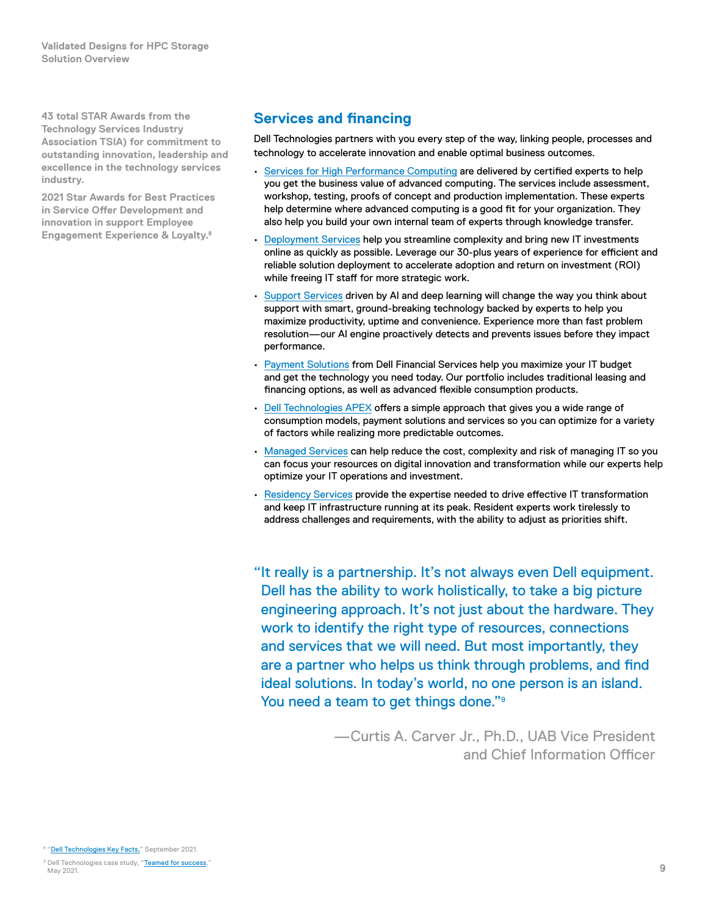**43 total STAR Awards from the Technology Services Industry Association TSIA) for commitment to outstanding innovation, leadership and excellence in the technology services industry.**

**2021 Star Awards for Best Practices in Service Offer Development and innovation in support Employee Engagement Experience & Loyalty.[8]**

## Services and financing

Dell Technologies partners with you every step of the way, linking people, processes and technology to accelerate innovation and enable optimal business outcomes.

- Services for High Performance Computing are delivered by certified experts to help you get the business value of advanced computing. The services include assessment, workshop, testing, proofs of concept and production implementation. These experts help determine where advanced computing is a good fit for your organization. They also help you build your own internal team of experts through knowledge transfer.
- Deployment Services help you streamline complexity and bring new IT investments online as quickly as possible. Leverage our 30-plus years of experience for efficient and reliable solution deployment to accelerate adoption and return on investment (ROI) while freeing IT staff for more strategic work.
- Support Services driven by AI and deep learning will change the way you think about support with smart, ground-breaking technology backed by experts to help you maximize productivity, uptime and convenience. Experience more than fast problem resolution—our AI engine proactively detects and prevents issues before they impact performance.
- Payment Solutions from Dell Financial Services help you maximize your IT budget and get the technology you need today. Our portfolio includes traditional leasing and financing options, as well as advanced flexible consumption products.
- Dell Technologies APEX offers a simple approach that gives you a wide range of consumption models, payment solutions and services so you can optimize for a variety of factors while realizing more predictable outcomes.
- Managed Services can help reduce the cost, complexity and risk of managing IT so you can focus your resources on digital innovation and transformation while our experts help optimize your IT operations and investment.
- Residency Services provide the expertise needed to drive effective IT transformation and keep IT infrastructure running at its peak. Resident experts work tirelessly to address challenges and requirements, with the ability to adjust as priorities shift.

> "It really is a partnership. It's not always even Dell equipment. Dell has the ability to work holistically, to take a big picture engineering approach. It's not just about the hardware. They work to identify the right type of resources, connections and services that we will need. But most importantly, they are a partner who helps us think through problems, and find ideal solutions. In today's world, no one person is an island. You need a team to get things done."[9]
>
> —Curtis A. Carver Jr., Ph.D., UAB Vice President and Chief Information Officer

[8] "Dell Technologies Key Facts," September 2021.

[9] Dell Technologies case study, "Teamed for success," May 2021.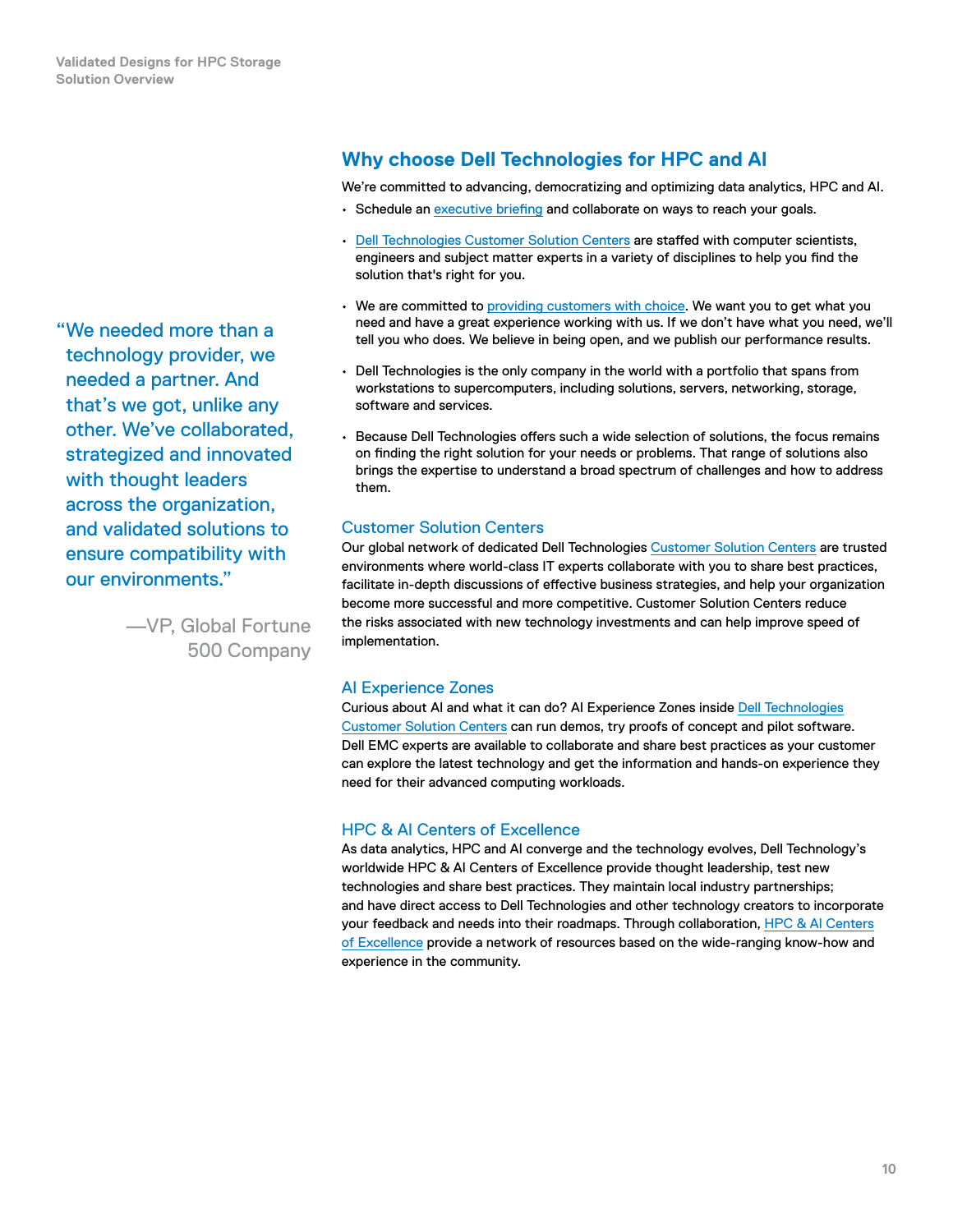## Why choose Dell Technologies for HPC and AI

We're committed to advancing, democratizing and optimizing data analytics, HPC and AI.

- Schedule an executive briefing and collaborate on ways to reach your goals.
- Dell Technologies Customer Solution Centers are staffed with computer scientists, engineers and subject matter experts in a variety of disciplines to help you find the solution that's right for you.
- We are committed to providing customers with choice. We want you to get what you need and have a great experience working with us. If we don't have what you need, we'll tell you who does. We believe in being open, and we publish our performance results.
- Dell Technologies is the only company in the world with a portfolio that spans from workstations to supercomputers, including solutions, servers, networking, storage, software and services.
- Because Dell Technologies offers such a wide selection of solutions, the focus remains on finding the right solution for your needs or problems. That range of solutions also brings the expertise to understand a broad spectrum of challenges and how to address them.

> "We needed more than a technology provider, we needed a partner. And that's we got, unlike any other. We've collaborated, strategized and innovated with thought leaders across the organization, and validated solutions to ensure compatibility with our environments."
>
> —VP, Global Fortune 500 Company

### Customer Solution Centers

Our global network of dedicated Dell Technologies Customer Solution Centers are trusted environments where world-class IT experts collaborate with you to share best practices, facilitate in-depth discussions of effective business strategies, and help your organization become more successful and more competitive. Customer Solution Centers reduce the risks associated with new technology investments and can help improve speed of implementation.

### AI Experience Zones

Curious about AI and what it can do? AI Experience Zones inside Dell Technologies Customer Solution Centers can run demos, try proofs of concept and pilot software. Dell EMC experts are available to collaborate and share best practices as your customer can explore the latest technology and get the information and hands-on experience they need for their advanced computing workloads.

### HPC & AI Centers of Excellence

As data analytics, HPC and AI converge and the technology evolves, Dell Technology's worldwide HPC & AI Centers of Excellence provide thought leadership, test new technologies and share best practices. They maintain local industry partnerships; and have direct access to Dell Technologies and other technology creators to incorporate your feedback and needs into their roadmaps. Through collaboration, HPC & AI Centers of Excellence provide a network of resources based on the wide-ranging know-how and experience in the community.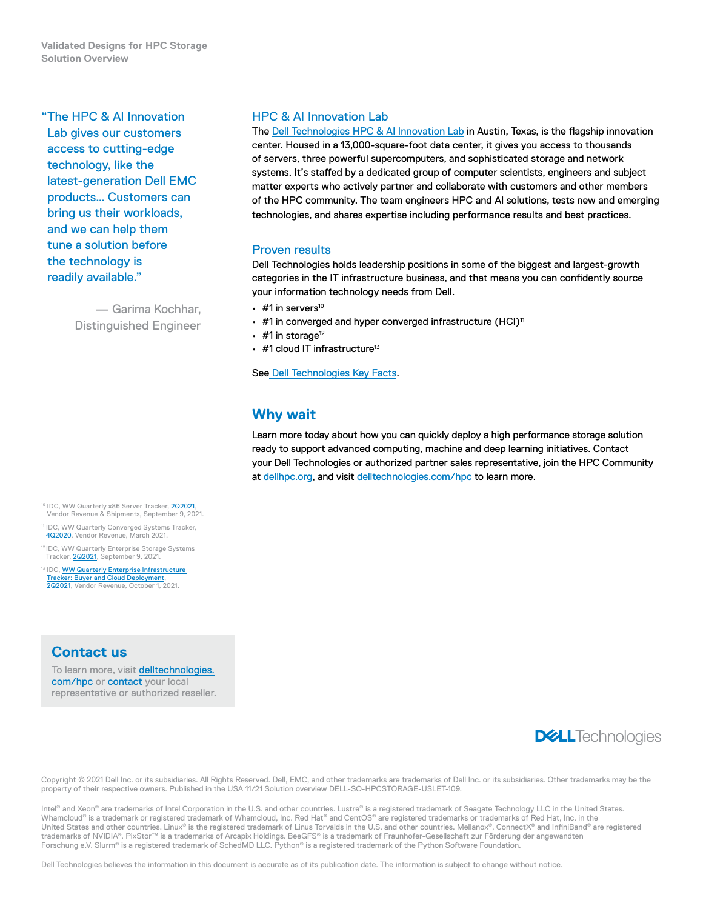"The HPC & AI Innovation Lab gives our customers access to cutting-edge technology, like the latest-generation Dell EMC products... Customers can bring us their workloads, and we can help them tune a solution before the technology is readily available."

— Garima Kochhar, Distinguished Engineer

## HPC & AI Innovation Lab

The Dell Technologies HPC & AI Innovation Lab in Austin, Texas, is the flagship innovation center. Housed in a 13,000-square-foot data center, it gives you access to thousands of servers, three powerful supercomputers, and sophisticated storage and network systems. It's staffed by a dedicated group of computer scientists, engineers and subject matter experts who actively partner and collaborate with customers and other members of the HPC community. The team engineers HPC and AI solutions, tests new and emerging technologies, and shares expertise including performance results and best practices.

## Proven results

Dell Technologies holds leadership positions in some of the biggest and largest-growth categories in the IT infrastructure business, and that means you can confidently source your information technology needs from Dell.

- #1 in servers[10]
- #1 in converged and hyper converged infrastructure (HCI)[11]
- #1 in storage[12]
- #1 cloud IT infrastructure[13]

See Dell Technologies Key Facts.

## Why wait

Learn more today about how you can quickly deploy a high performance storage solution ready to support advanced computing, machine and deep learning initiatives. Contact your Dell Technologies or authorized partner sales representative, join the HPC Community at dellhpc.org, and visit delltechnologies.com/hpc to learn more.

[10] IDC, WW Quarterly x86 Server Tracker, 2Q2021, Vendor Revenue & Shipments, September 9, 2021.

[11] IDC, WW Quarterly Converged Systems Tracker, 4Q2020, Vendor Revenue, March 2021.

[12] IDC, WW Quarterly Enterprise Storage Systems Tracker, 2Q2021, September 9, 2021.

[13] IDC, WW Quarterly Enterprise Infrastructure Tracker: Buyer and Cloud Deployment, 2Q2021, Vendor Revenue, October 1, 2021.

## Contact us

To learn more, visit delltechnologies.com/hpc or contact your local representative or authorized reseller.

Copyright © 2021 Dell Inc. or its subsidiaries. All Rights Reserved. Dell, EMC, and other trademarks are trademarks of Dell Inc. or its subsidiaries. Other trademarks may be the property of their respective owners. Published in the USA 11/21 Solution overview DELL-SO-HPCSTORAGE-USLET-109.

Intel® and Xeon® are trademarks of Intel Corporation in the U.S. and other countries. Lustre® is a registered trademark of Seagate Technology LLC in the United States. Whamcloud® is a trademark or registered trademark of Whamcloud, Inc. Red Hat® and CentOS® are registered trademarks or trademarks of Red Hat, Inc. in the United States and other countries. Linux® is the registered trademark of Linus Torvalds in the U.S. and other countries. Mellanox®, ConnectX® and InfiniBand® are registered trademarks of NVIDIA®. PixStor™ is a trademarks of Arcapix Holdings. BeeGFS® is a trademark of Fraunhofer-Gesellschaft zur Förderung der angewandten Forschung e.V. Slurm® is a registered trademark of SchedMD LLC. Python® is a registered trademark of the Python Software Foundation.

Dell Technologies believes the information in this document is accurate as of its publication date. The information is subject to change without notice.